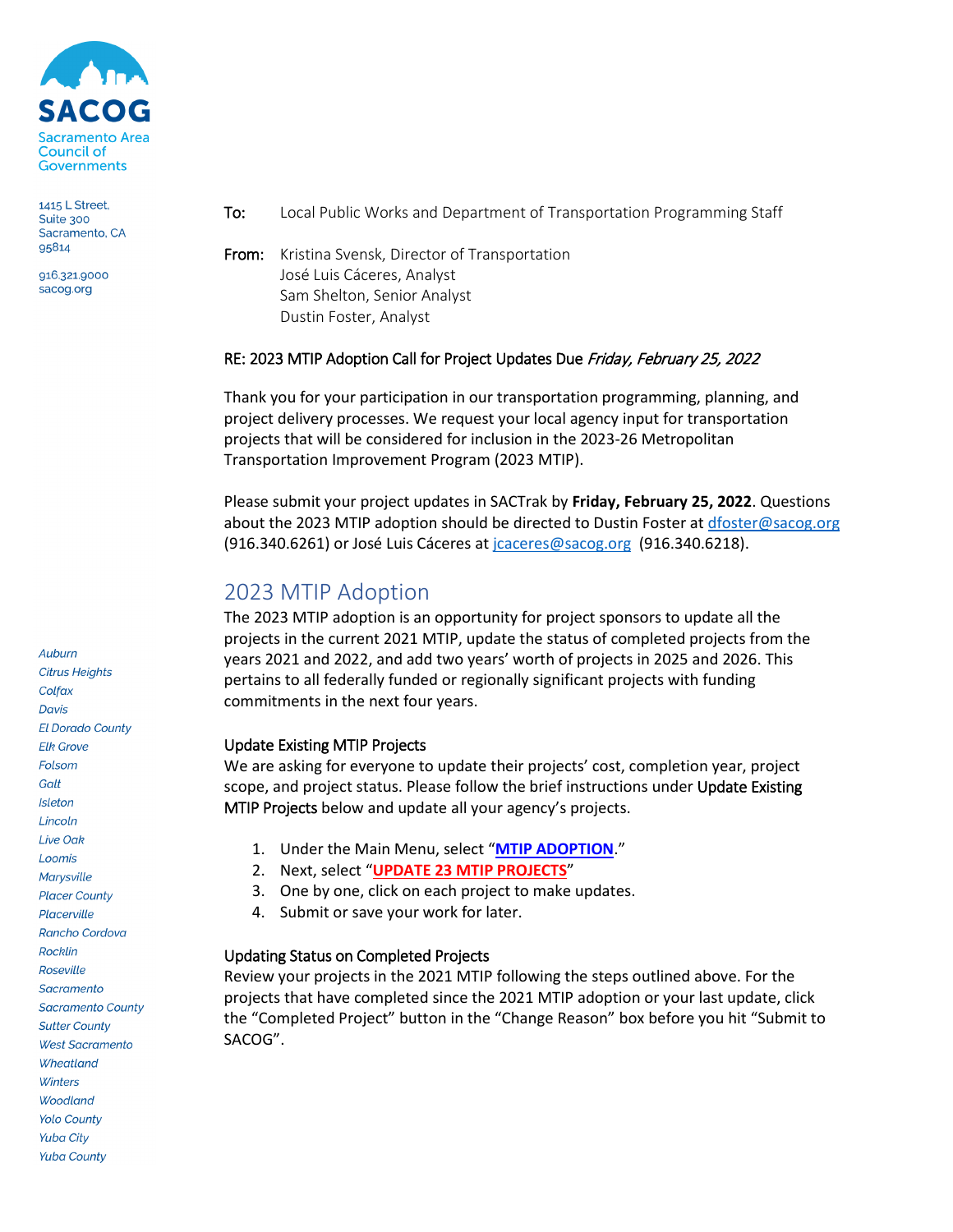**SACOG**
Sacramento Area Council of Governments

1415 L Street, Suite 300
Sacramento, CA 95814

916.321.9000
sacog.org

*Auburn*
*Citrus Heights*
*Colfax*
*Davis*
*El Dorado County*
*Elk Grove*
*Folsom*
*Galt*
*Isleton*
*Lincoln*
*Live Oak*
*Loomis*
*Marysville*
*Placer County*
*Placerville*
*Rancho Cordova*
*Rocklin*
*Roseville*
*Sacramento*
*Sacramento County*
*Sutter County*
*West Sacramento*
*Wheatland*
*Winters*
*Woodland*
*Yolo County*
*Yuba City*
*Yuba County*

To: Local Public Works and Department of Transportation Programming Staff

From: Kristina Svensk, Director of Transportation
José Luis Cáceres, Analyst
Sam Shelton, Senior Analyst
Dustin Foster, Analyst

RE: 2023 MTIP Adoption Call for Project Updates Due *Friday, February 25, 2022*

Thank you for your participation in our transportation programming, planning, and project delivery processes. We request your local agency input for transportation projects that will be considered for inclusion in the 2023-26 Metropolitan Transportation Improvement Program (2023 MTIP).

Please submit your project updates in SACTrak by **Friday, February 25, 2022**. Questions about the 2023 MTIP adoption should be directed to Dustin Foster at dfoster@sacog.org (916.340.6261) or José Luis Cáceres at jcaceres@sacog.org (916.340.6218).

## 2023 MTIP Adoption

The 2023 MTIP adoption is an opportunity for project sponsors to update all the projects in the current 2021 MTIP, update the status of completed projects from the years 2021 and 2022, and add two years' worth of projects in 2025 and 2026. This pertains to all federally funded or regionally significant projects with funding commitments in the next four years.

### Update Existing MTIP Projects

We are asking for everyone to update their projects' cost, completion year, project scope, and project status. Please follow the brief instructions under Update Existing MTIP Projects below and update all your agency's projects.

1. Under the Main Menu, select "**MTIP ADOPTION**."
2. Next, select "**UPDATE 23 MTIP PROJECTS**"
3. One by one, click on each project to make updates.
4. Submit or save your work for later.

### Updating Status on Completed Projects

Review your projects in the 2021 MTIP following the steps outlined above. For the projects that have completed since the 2021 MTIP adoption or your last update, click the "Completed Project" button in the "Change Reason" box before you hit "Submit to SACOG".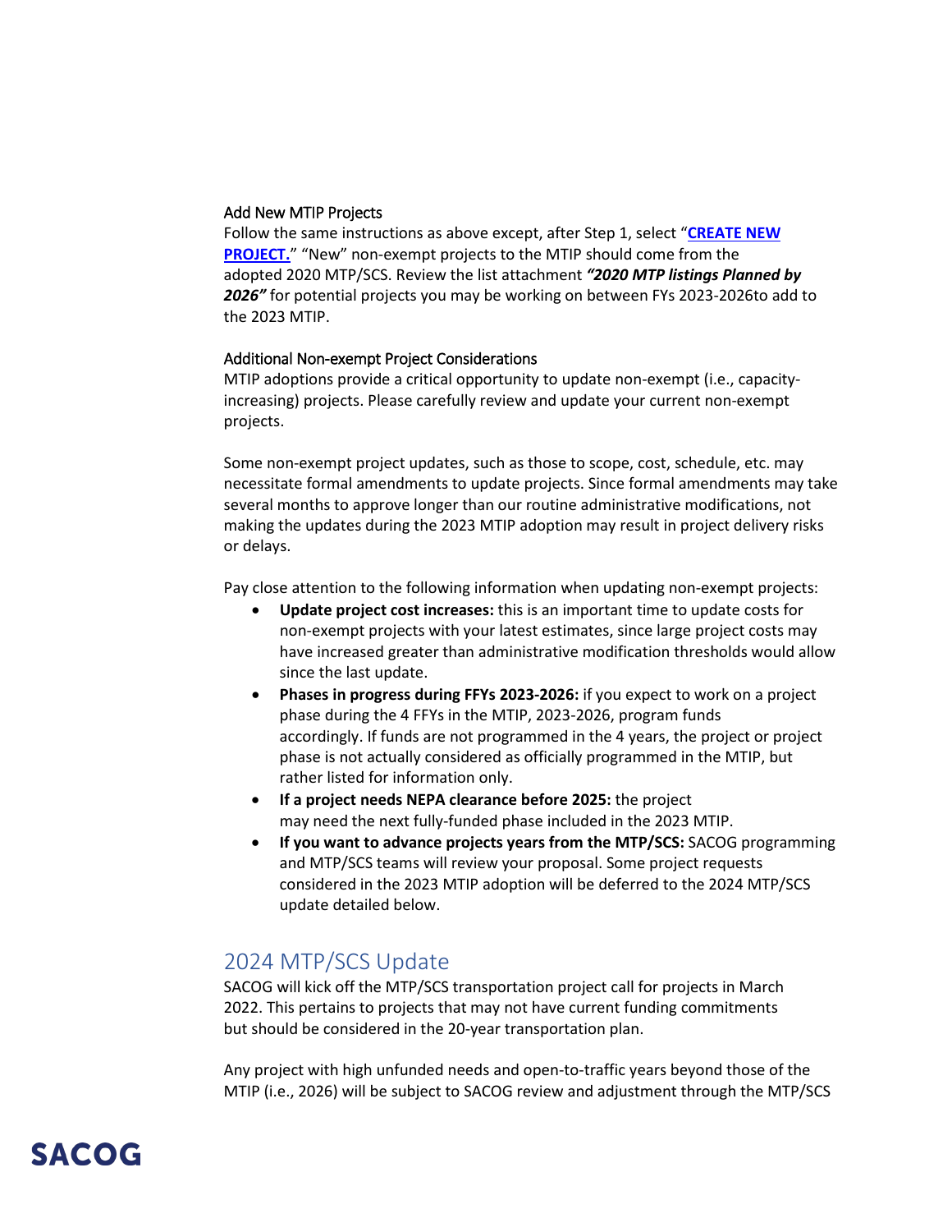Add New MTIP Projects

Follow the same instructions as above except, after Step 1, select "**CREATE NEW PROJECT.**" "New" non-exempt projects to the MTIP should come from the adopted 2020 MTP/SCS. Review the list attachment ***"2020 MTP listings Planned by 2026"*** for potential projects you may be working on between FYs 2023-2026to add to the 2023 MTIP.

Additional Non-exempt Project Considerations

MTIP adoptions provide a critical opportunity to update non-exempt (i.e., capacity-increasing) projects. Please carefully review and update your current non-exempt projects.

Some non-exempt project updates, such as those to scope, cost, schedule, etc. may necessitate formal amendments to update projects. Since formal amendments may take several months to approve longer than our routine administrative modifications, not making the updates during the 2023 MTIP adoption may result in project delivery risks or delays.

Pay close attention to the following information when updating non-exempt projects:

- **Update project cost increases:** this is an important time to update costs for non-exempt projects with your latest estimates, since large project costs may have increased greater than administrative modification thresholds would allow since the last update.
- **Phases in progress during FFYs 2023-2026:** if you expect to work on a project phase during the 4 FFYs in the MTIP, 2023-2026, program funds accordingly. If funds are not programmed in the 4 years, the project or project phase is not actually considered as officially programmed in the MTIP, but rather listed for information only.
- **If a project needs NEPA clearance before 2025:** the project may need the next fully-funded phase included in the 2023 MTIP.
- **If you want to advance projects years from the MTP/SCS:** SACOG programming and MTP/SCS teams will review your proposal. Some project requests considered in the 2023 MTIP adoption will be deferred to the 2024 MTP/SCS update detailed below.

## 2024 MTP/SCS Update

SACOG will kick off the MTP/SCS transportation project call for projects in March 2022. This pertains to projects that may not have current funding commitments but should be considered in the 20-year transportation plan.

Any project with high unfunded needs and open-to-traffic years beyond those of the MTIP (i.e., 2026) will be subject to SACOG review and adjustment through the MTP/SCS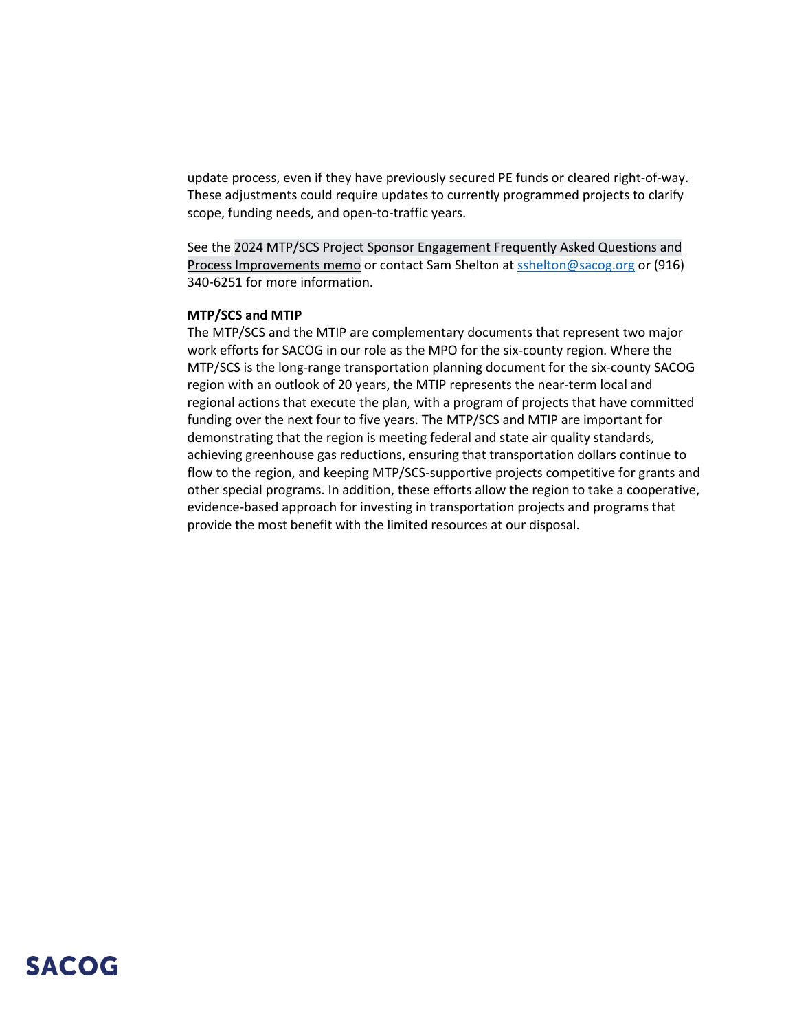update process, even if they have previously secured PE funds or cleared right-of-way. These adjustments could require updates to currently programmed projects to clarify scope, funding needs, and open-to-traffic years.

See the 2024 MTP/SCS Project Sponsor Engagement Frequently Asked Questions and Process Improvements memo or contact Sam Shelton at sshelton@sacog.org or (916) 340-6251 for more information.

**MTP/SCS and MTIP**

The MTP/SCS and the MTIP are complementary documents that represent two major work efforts for SACOG in our role as the MPO for the six-county region. Where the MTP/SCS is the long-range transportation planning document for the six-county SACOG region with an outlook of 20 years, the MTIP represents the near-term local and regional actions that execute the plan, with a program of projects that have committed funding over the next four to five years. The MTP/SCS and MTIP are important for demonstrating that the region is meeting federal and state air quality standards, achieving greenhouse gas reductions, ensuring that transportation dollars continue to flow to the region, and keeping MTP/SCS-supportive projects competitive for grants and other special programs. In addition, these efforts allow the region to take a cooperative, evidence-based approach for investing in transportation projects and programs that provide the most benefit with the limited resources at our disposal.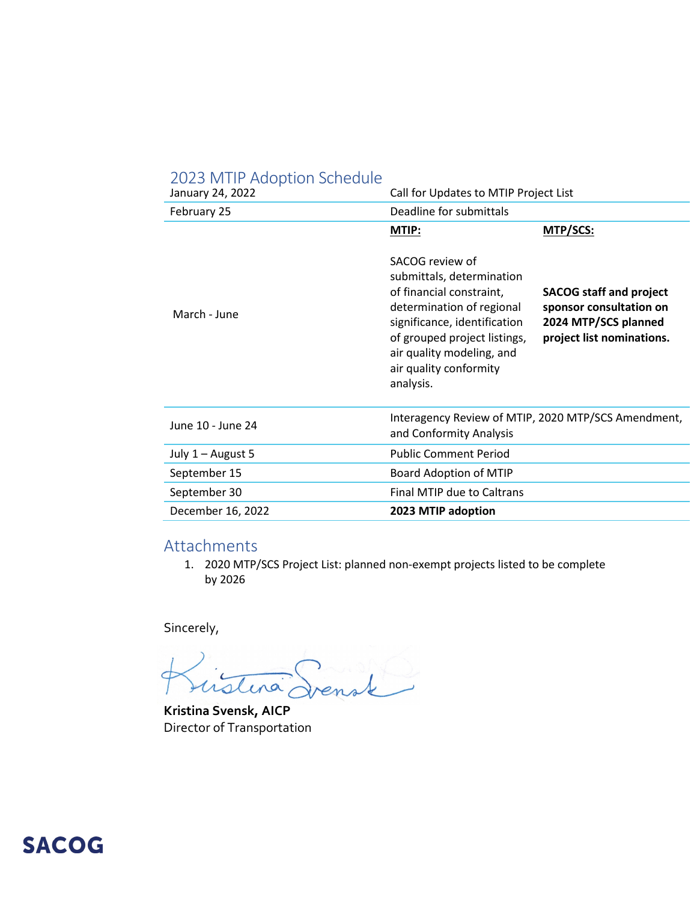## 2023 MTIP Adoption Schedule

| | | |
|---|---|---|
| January 24, 2022 | Call for Updates to MTIP Project List | |
| February 25 | Deadline for submittals | |
| March - June | **MTIP:**<br><br>SACOG review of submittals, determination of financial constraint, determination of regional significance, identification of grouped project listings, air quality modeling, and air quality conformity analysis. | **MTP/SCS:**<br><br>**SACOG staff and project sponsor consultation on 2024 MTP/SCS planned project list nominations.** |
| June 10 - June 24 | Interagency Review of MTIP, 2020 MTP/SCS Amendment, and Conformity Analysis | |
| July 1 – August 5 | Public Comment Period | |
| September 15 | Board Adoption of MTIP | |
| September 30 | Final MTIP due to Caltrans | |
| December 16, 2022 | **2023 MTIP adoption** | |

## Attachments

1. 2020 MTP/SCS Project List: planned non-exempt projects listed to be complete by 2026

Sincerely,

**Kristina Svensk, AICP**
Director of Transportation

SACOG